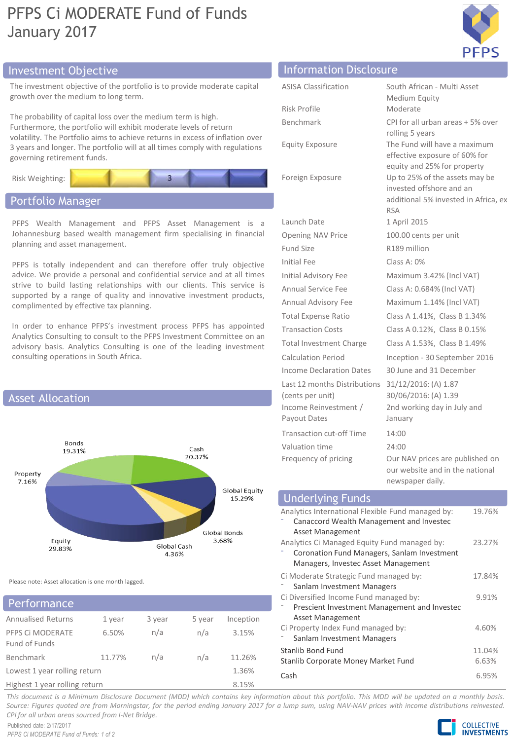# PFPS Ci MODERATE Fund of Funds
January 2017

## Investment Objective

The investment objective of the portfolio is to provide moderate capital growth over the medium to long term.

The probability of capital loss over the medium term is high. Furthermore, the portfolio will exhibit moderate levels of return volatility. The Portfolio aims to achieve returns in excess of inflation over 3 years and longer. The portfolio will at all times comply with regulations governing retirement funds.

Risk Weighting: 3

## Portfolio Manager

PFPS Wealth Management and PFPS Asset Management is a Johannesburg based wealth management firm specialising in financial planning and asset management.

PFPS is totally independent and can therefore offer truly objective advice. We provide a personal and confidential service and at all times strive to build lasting relationships with our clients. This service is supported by a range of quality and innovative investment products, complimented by effective tax planning.

In order to enhance PFPS's investment process PFPS has appointed Analytics Consulting to consult to the PFPS Investment Committee on an advisory basis. Analytics Consulting is one of the leading investment consulting operations in South Africa.

## Asset Allocation

| Asset | Allocation |
|---|---|
| Bonds | 19.31% |
| Cash | 20.37% |
| Global Equity | 15.29% |
| Global Bonds | 3.68% |
| Global Cash | 4.36% |
| Equity | 29.83% |
| Property | 7.16% |

Please note: Asset allocation is one month lagged.

## Performance

| Annualised Returns | 1 year | 3 year | 5 year | Inception |
|---|---|---|---|---|
| PFPS Ci MODERATE Fund of Funds | 6.50% | n/a | n/a | 3.15% |
| Benchmark | 11.77% | n/a | n/a | 11.26% |
| Lowest 1 year rolling return | | | | 1.36% |
| Highest 1 year rolling return | | | | 8.15% |

## Information Disclosure

| | |
|---|---|
| ASISA Classification | South African - Multi Asset Medium Equity |
| Risk Profile | Moderate |
| Benchmark | CPI for all urban areas + 5% over rolling 5 years |
| Equity Exposure | The Fund will have a maximum effective exposure of 60% for equity and 25% for property |
| Foreign Exposure | Up to 25% of the assets may be invested offshore and an additional 5% invested in Africa, ex RSA |
| Launch Date | 1 April 2015 |
| Opening NAV Price | 100.00 cents per unit |
| Fund Size | R189 million |
| Initial Fee | Class A: 0% |
| Initial Advisory Fee | Maximum 3.42% (Incl VAT) |
| Annual Service Fee | Class A: 0.684% (Incl VAT) |
| Annual Advisory Fee | Maximum 1.14% (Incl VAT) |
| Total Expense Ratio | Class A 1.41%, Class B 1.34% |
| Transaction Costs | Class A 0.12%, Class B 0.15% |
| Total Investment Charge | Class A 1.53%, Class B 1.49% |
| Calculation Period | Inception - 30 September 2016 |
| Income Declaration Dates | 30 June and 31 December |
| Last 12 months Distributions (cents per unit) | 31/12/2016: (A) 1.87<br>30/06/2016: (A) 1.39 |
| Income Reinvestment / Payout Dates | 2nd working day in July and January |
| Transaction cut-off Time | 14:00 |
| Valuation time | 24:00 |
| Frequency of pricing | Our NAV prices are published on our website and in the national newspaper daily. |

## Underlying Funds

| Fund | Weight |
|---|---|
| Analytics International Flexible Fund managed by:<br>- Canaccord Wealth Management and Investec Asset Management | 19.76% |
| Analytics Ci Managed Equity Fund managed by:<br>- Coronation Fund Managers, Sanlam Investment Managers, Investec Asset Management | 23.27% |
| Ci Moderate Strategic Fund managed by:<br>- Sanlam Investment Managers | 17.84% |
| Ci Diversified Income Fund managed by:<br>- Prescient Investment Management and Investec Asset Management | 9.91% |
| Ci Property Index Fund managed by:<br>- Sanlam Investment Managers | 4.60% |
| Stanlib Bond Fund | 11.04% |
| Stanlib Corporate Money Market Fund | 6.63% |
| Cash | 6.95% |

*This document is a Minimum Disclosure Document (MDD) which contains key information about this portfolio. This MDD will be updated on a monthly basis. Source: Figures quoted are from Morningstar, for the period ending January 2017 for a lump sum, using NAV-NAV prices with income distributions reinvested. CPI for all urban areas sourced from I-Net Bridge.*

Published date: 2/17/2017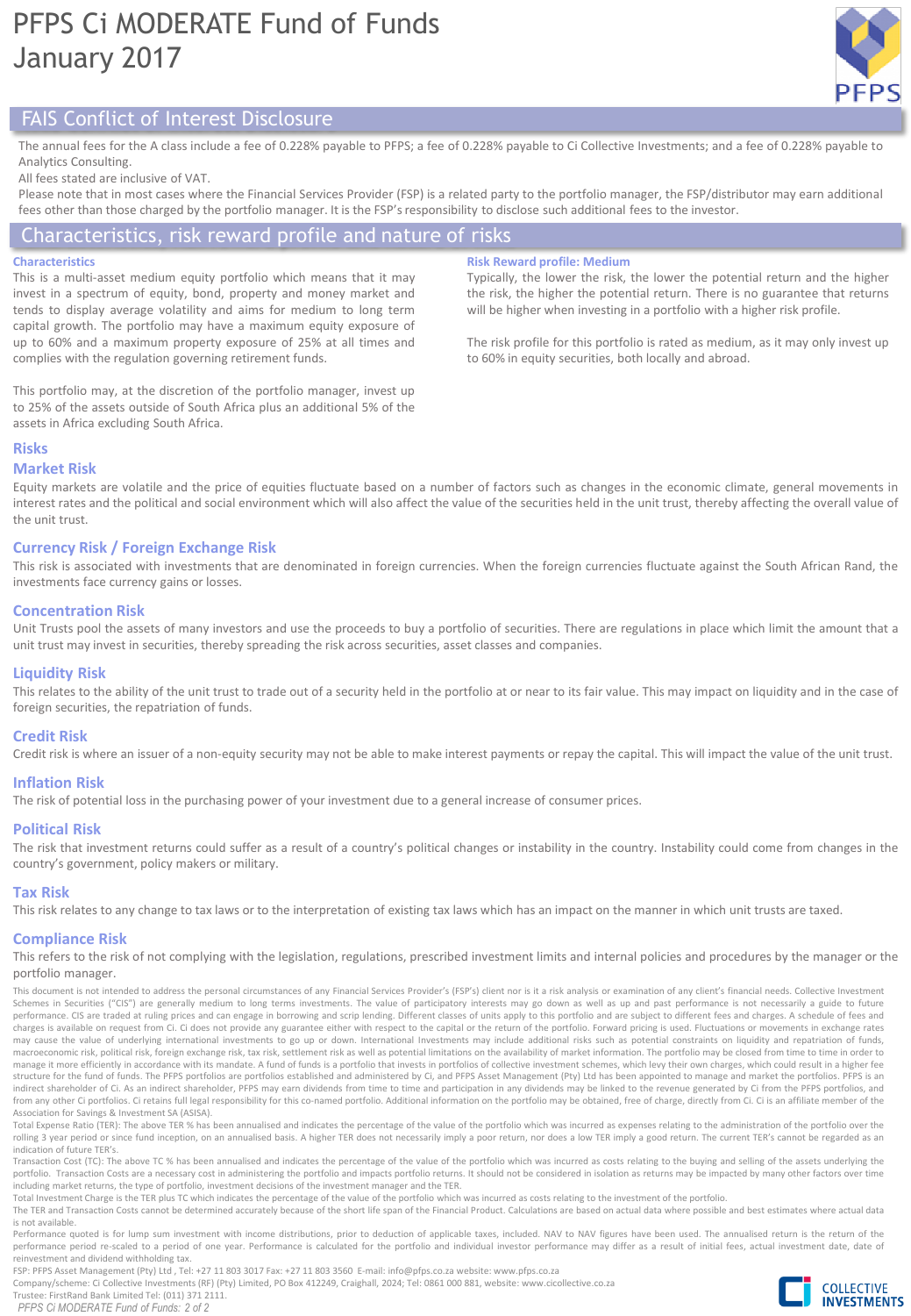# PFPS Ci MODERATE Fund of Funds
# January 2017

## FAIS Conflict of Interest Disclosure

The annual fees for the A class include a fee of 0.228% payable to PFPS; a fee of 0.228% payable to Ci Collective Investments; and a fee of 0.228% payable to Analytics Consulting.

All fees stated are inclusive of VAT.

Please note that in most cases where the Financial Services Provider (FSP) is a related party to the portfolio manager, the FSP/distributor may earn additional fees other than those charged by the portfolio manager. It is the FSP's responsibility to disclose such additional fees to the investor.

## Characteristics, risk reward profile and nature of risks

### Characteristics

This is a multi-asset medium equity portfolio which means that it may invest in a spectrum of equity, bond, property and money market and tends to display average volatility and aims for medium to long term capital growth. The portfolio may have a maximum equity exposure of up to 60% and a maximum property exposure of 25% at all times and complies with the regulation governing retirement funds.

This portfolio may, at the discretion of the portfolio manager, invest up to 25% of the assets outside of South Africa plus an additional 5% of the assets in Africa excluding South Africa.

### Risk Reward profile: Medium

Typically, the lower the risk, the lower the potential return and the higher the risk, the higher the potential return. There is no guarantee that returns will be higher when investing in a portfolio with a higher risk profile.

The risk profile for this portfolio is rated as medium, as it may only invest up to 60% in equity securities, both locally and abroad.

### Risks

#### Market Risk

Equity markets are volatile and the price of equities fluctuate based on a number of factors such as changes in the economic climate, general movements in interest rates and the political and social environment which will also affect the value of the securities held in the unit trust, thereby affecting the overall value of the unit trust.

#### Currency Risk / Foreign Exchange Risk

This risk is associated with investments that are denominated in foreign currencies. When the foreign currencies fluctuate against the South African Rand, the investments face currency gains or losses.

#### Concentration Risk

Unit Trusts pool the assets of many investors and use the proceeds to buy a portfolio of securities. There are regulations in place which limit the amount that a unit trust may invest in securities, thereby spreading the risk across securities, asset classes and companies.

#### Liquidity Risk

This relates to the ability of the unit trust to trade out of a security held in the portfolio at or near to its fair value. This may impact on liquidity and in the case of foreign securities, the repatriation of funds.

#### Credit Risk

Credit risk is where an issuer of a non-equity security may not be able to make interest payments or repay the capital. This will impact the value of the unit trust.

#### Inflation Risk

The risk of potential loss in the purchasing power of your investment due to a general increase of consumer prices.

#### Political Risk

The risk that investment returns could suffer as a result of a country's political changes or instability in the country. Instability could come from changes in the country's government, policy makers or military.

#### Tax Risk

This risk relates to any change to tax laws or to the interpretation of existing tax laws which has an impact on the manner in which unit trusts are taxed.

#### Compliance Risk

This refers to the risk of not complying with the legislation, regulations, prescribed investment limits and internal policies and procedures by the manager or the portfolio manager.

This document is not intended to address the personal circumstances of any Financial Services Provider's (FSP's) client nor is it a risk analysis or examination of any client's financial needs. Collective Investment Schemes in Securities ("CIS") are generally medium to long terms investments. The value of participatory interests may go down as well as up and past performance is not necessarily a guide to future performance. CIS are traded at ruling prices and can engage in borrowing and scrip lending. Different classes of units apply to this portfolio and are subject to different fees and charges. A schedule of fees and charges is available on request from Ci. Ci does not provide any guarantee either with respect to the capital or the return of the portfolio. Forward pricing is used. Fluctuations or movements in exchange rates may cause the value of underlying international investments to go up or down. International Investments may include additional risks such as potential constraints on liquidity and repatriation of funds, macroeconomic risk, political risk, foreign exchange risk, tax risk, settlement risk as well as potential limitations on the availability of market information. The portfolio may be closed from time to time in order to manage it more efficiently in accordance with its mandate. A fund of funds is a portfolio that invests in portfolios of collective investment schemes, which levy their own charges, which could result in a higher fee structure for the fund of funds. The PFPS portfolios are portfolios established and administered by Ci, and PFPS Asset Management (Pty) Ltd has been appointed to manage and market the portfolios. PFPS is an indirect shareholder of Ci. As an indirect shareholder, PFPS may earn dividends from time to time and participation in any dividends may be linked to the revenue generated by Ci from the PFPS portfolios, and from any other Ci portfolios. Ci retains full legal responsibility for this co-named portfolio. Additional information on the portfolio may be obtained, free of charge, directly from Ci. Ci is an affiliate member of the Association for Savings & Investment SA (ASISA).

Total Expense Ratio (TER): The above TER % has been annualised and indicates the percentage of the value of the portfolio which was incurred as expenses relating to the administration of the portfolio over the rolling 3 year period or since fund inception, on an annualised basis. A higher TER does not necessarily imply a poor return, nor does a low TER imply a good return. The current TER's cannot be regarded as an indication of future TER's.

Transaction Cost (TC): The above TC % has been annualised and indicates the percentage of the value of the portfolio which was incurred as costs relating to the buying and selling of the assets underlying the portfolio. Transaction Costs are a necessary cost in administering the portfolio and impacts portfolio returns. It should not be considered in isolation as returns may be impacted by many other factors over time including market returns, the type of portfolio, investment decisions of the investment manager and the TER.

Total Investment Charge is the TER plus TC which indicates the percentage of the value of the portfolio which was incurred as costs relating to the investment of the portfolio.

The TER and Transaction Costs cannot be determined accurately because of the short life span of the Financial Product. Calculations are based on actual data where possible and best estimates where actual data is not available.

Performance quoted is for lump sum investment with income distributions, prior to deduction of applicable taxes, included. NAV to NAV figures have been used. The annualised return is the return of the performance period re-scaled to a period of one year. Performance is calculated for the portfolio and individual investor performance may differ as a result of initial fees, actual investment date, date of reinvestment and dividend withholding tax.

FSP: PFPS Asset Management (Pty) Ltd , Tel: +27 11 803 3017 Fax: +27 11 803 3560 E-mail: info@pfps.co.za website: www.pfps.co.za

Company/scheme: Ci Collective Investments (RF) (Pty) Limited, PO Box 412249, Craighall, 2024; Tel: 0861 000 881, website: www.cicollective.co.za

Trustee: FirstRand Bank Limited Tel: (011) 371 2111.